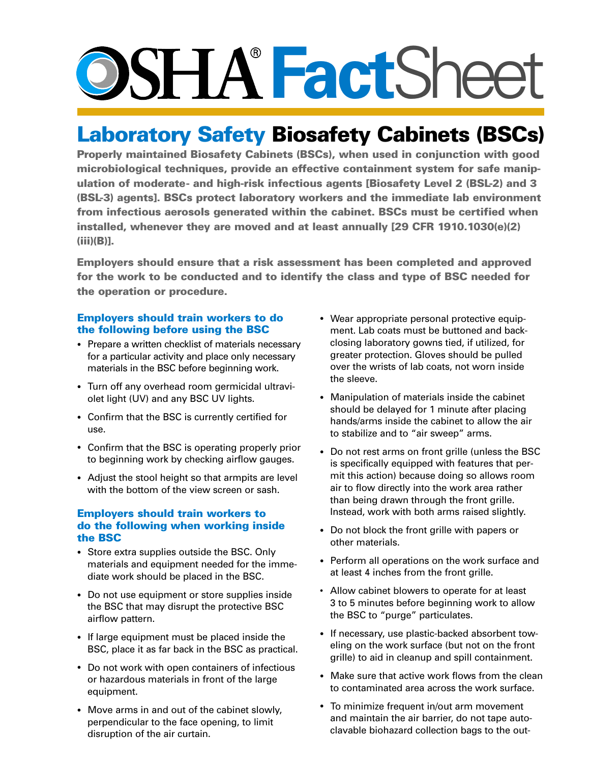# OSHA FactSheet

## Laboratory Safety Biosafety Cabinets (BSCs)

**Properly maintained Biosafety Cabinets (BSCs), when used in conjunction with good microbiological techniques, provide an effective containment system for safe manipulation of moderate- and high-risk infectious agents [Biosafety Level 2 (BSL-2) and 3 (BSL-3) agents]. BSCs protect laboratory workers and the immediate lab environment from infectious aerosols generated within the cabinet. BSCs must be certified when installed, whenever they are moved and at least annually [29 CFR 1910.1030(e)(2)(iii)(B)].**

**Employers should ensure that a risk assessment has been completed and approved for the work to be conducted and to identify the class and type of BSC needed for the operation or procedure.**

### Employers should train workers to do the following before using the BSC

- Prepare a written checklist of materials necessary for a particular activity and place only necessary materials in the BSC before beginning work.
- Turn off any overhead room germicidal ultraviolet light (UV) and any BSC UV lights.
- Confirm that the BSC is currently certified for use.
- Confirm that the BSC is operating properly prior to beginning work by checking airflow gauges.
- Adjust the stool height so that armpits are level with the bottom of the view screen or sash.

### Employers should train workers to do the following when working inside the BSC

- Store extra supplies outside the BSC. Only materials and equipment needed for the immediate work should be placed in the BSC.
- Do not use equipment or store supplies inside the BSC that may disrupt the protective BSC airflow pattern.
- If large equipment must be placed inside the BSC, place it as far back in the BSC as practical.
- Do not work with open containers of infectious or hazardous materials in front of the large equipment.
- Move arms in and out of the cabinet slowly, perpendicular to the face opening, to limit disruption of the air curtain.
- Wear appropriate personal protective equipment. Lab coats must be buttoned and back-closing laboratory gowns tied, if utilized, for greater protection. Gloves should be pulled over the wrists of lab coats, not worn inside the sleeve.
- Manipulation of materials inside the cabinet should be delayed for 1 minute after placing hands/arms inside the cabinet to allow the air to stabilize and to "air sweep" arms.
- Do not rest arms on front grille (unless the BSC is specifically equipped with features that permit this action) because doing so allows room air to flow directly into the work area rather than being drawn through the front grille. Instead, work with both arms raised slightly.
- Do not block the front grille with papers or other materials.
- Perform all operations on the work surface and at least 4 inches from the front grille.
- Allow cabinet blowers to operate for at least 3 to 5 minutes before beginning work to allow the BSC to "purge" particulates.
- If necessary, use plastic-backed absorbent toweling on the work surface (but not on the front grille) to aid in cleanup and spill containment.
- Make sure that active work flows from the clean to contaminated area across the work surface.
- To minimize frequent in/out arm movement and maintain the air barrier, do not tape autoclavable biohazard collection bags to the out-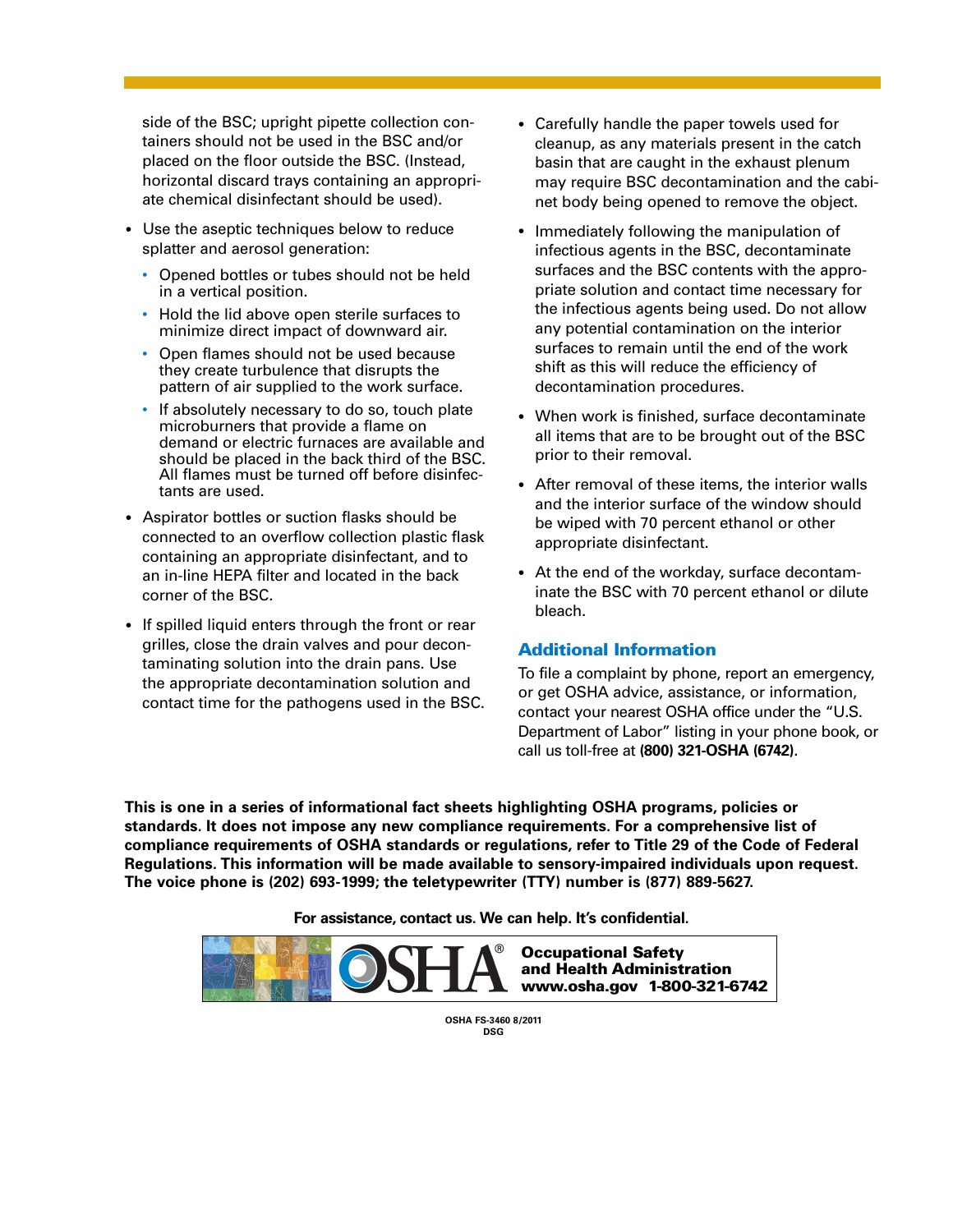side of the BSC; upright pipette collection containers should not be used in the BSC and/or placed on the floor outside the BSC. (Instead, horizontal discard trays containing an appropriate chemical disinfectant should be used).

- Use the aseptic techniques below to reduce splatter and aerosol generation:
  - Opened bottles or tubes should not be held in a vertical position.
  - Hold the lid above open sterile surfaces to minimize direct impact of downward air.
  - Open flames should not be used because they create turbulence that disrupts the pattern of air supplied to the work surface.
  - If absolutely necessary to do so, touch plate microburners that provide a flame on demand or electric furnaces are available and should be placed in the back third of the BSC. All flames must be turned off before disinfectants are used.
- Aspirator bottles or suction flasks should be connected to an overflow collection plastic flask containing an appropriate disinfectant, and to an in-line HEPA filter and located in the back corner of the BSC.
- If spilled liquid enters through the front or rear grilles, close the drain valves and pour decontaminating solution into the drain pans. Use the appropriate decontamination solution and contact time for the pathogens used in the BSC.
- Carefully handle the paper towels used for cleanup, as any materials present in the catch basin that are caught in the exhaust plenum may require BSC decontamination and the cabinet body being opened to remove the object.
- Immediately following the manipulation of infectious agents in the BSC, decontaminate surfaces and the BSC contents with the appropriate solution and contact time necessary for the infectious agents being used. Do not allow any potential contamination on the interior surfaces to remain until the end of the work shift as this will reduce the efficiency of decontamination procedures.
- When work is finished, surface decontaminate all items that are to be brought out of the BSC prior to their removal.
- After removal of these items, the interior walls and the interior surface of the window should be wiped with 70 percent ethanol or other appropriate disinfectant.
- At the end of the workday, surface decontaminate the BSC with 70 percent ethanol or dilute bleach.

## Additional Information

To file a complaint by phone, report an emergency, or get OSHA advice, assistance, or information, contact your nearest OSHA office under the "U.S. Department of Labor" listing in your phone book, or call us toll-free at **(800) 321-OSHA (6742)**.

**This is one in a series of informational fact sheets highlighting OSHA programs, policies or standards. It does not impose any new compliance requirements. For a comprehensive list of compliance requirements of OSHA standards or regulations, refer to Title 29 of the Code of Federal Regulations. This information will be made available to sensory-impaired individuals upon request. The voice phone is (202) 693-1999; the teletypewriter (TTY) number is (877) 889-5627.**

**For assistance, contact us. We can help. It's confidential.**

OSHA®

**Occupational Safety and Health Administration**
**www.osha.gov 1-800-321-6742**

OSHA FS-3460 8/2011
DSG